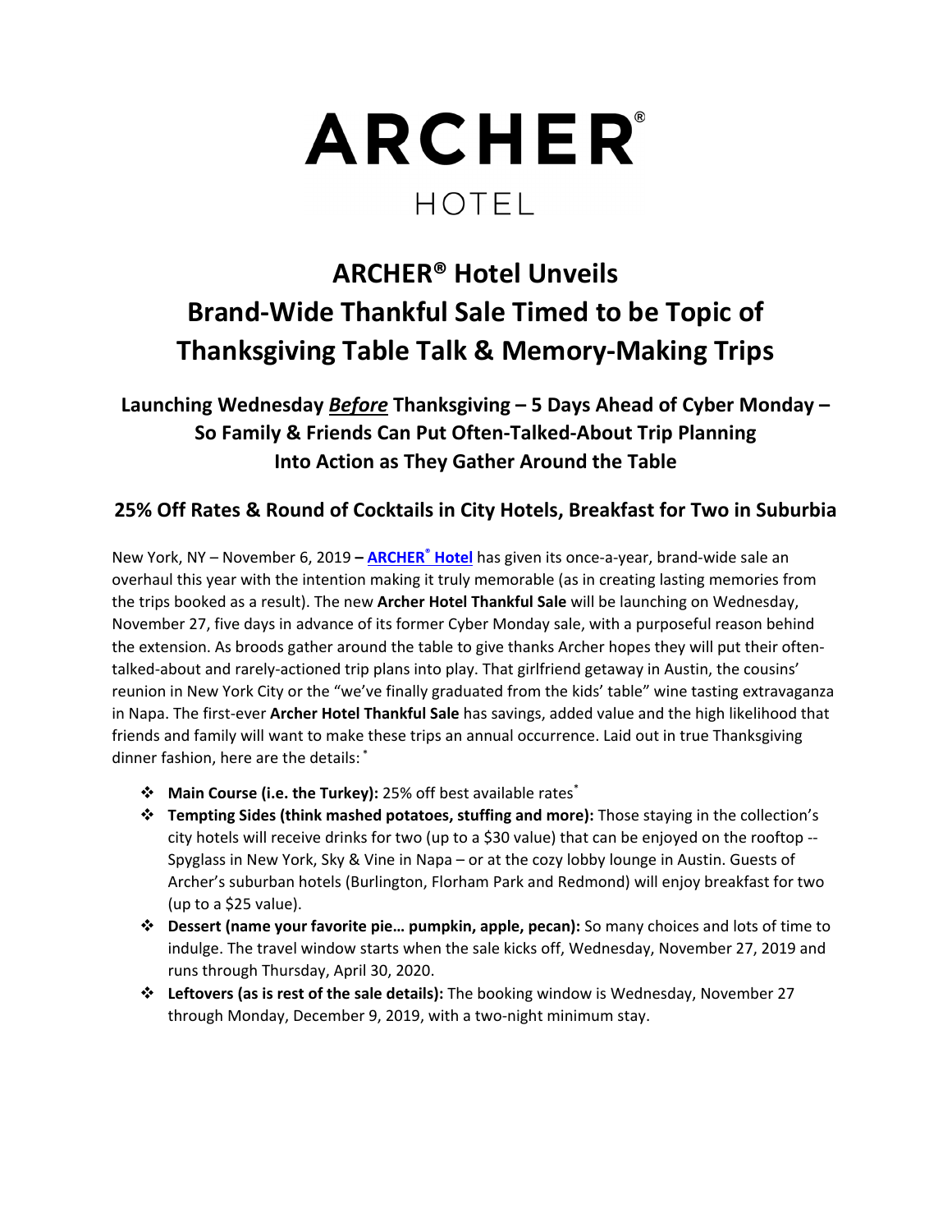# ARCHER®

HOTEL

# ARCHER® Hotel Unveils Brand-Wide Thankful Sale Timed to be Topic of Thanksgiving Table Talk & Memory-Making Trips

## Launching Wednesday *Before* Thanksgiving – 5 Days Ahead of Cyber Monday – So Family & Friends Can Put Often-Talked-About Trip Planning Into Action as They Gather Around the Table

## 25% Off Rates & Round of Cocktails in City Hotels, Breakfast for Two in Suburbia

New York, NY – November 6, 2019 – **ARCHER® Hotel** has given its once-a-year, brand-wide sale an overhaul this year with the intention making it truly memorable (as in creating lasting memories from the trips booked as a result). The new **Archer Hotel Thankful Sale** will be launching on Wednesday, November 27, five days in advance of its former Cyber Monday sale, with a purposeful reason behind the extension. As broods gather around the table to give thanks Archer hopes they will put their often-talked-about and rarely-actioned trip plans into play. That girlfriend getaway in Austin, the cousins' reunion in New York City or the "we've finally graduated from the kids' table" wine tasting extravaganza in Napa. The first-ever **Archer Hotel Thankful Sale** has savings, added value and the high likelihood that friends and family will want to make these trips an annual occurrence. Laid out in true Thanksgiving dinner fashion, here are the details: *

- **Main Course (i.e. the Turkey):** 25% off best available rates*
- **Tempting Sides (think mashed potatoes, stuffing and more):** Those staying in the collection's city hotels will receive drinks for two (up to a $30 value) that can be enjoyed on the rooftop -- Spyglass in New York, Sky & Vine in Napa – or at the cozy lobby lounge in Austin. Guests of Archer's suburban hotels (Burlington, Florham Park and Redmond) will enjoy breakfast for two (up to a $25 value).
- **Dessert (name your favorite pie… pumpkin, apple, pecan):** So many choices and lots of time to indulge. The travel window starts when the sale kicks off, Wednesday, November 27, 2019 and runs through Thursday, April 30, 2020.
- **Leftovers (as is rest of the sale details):** The booking window is Wednesday, November 27 through Monday, December 9, 2019, with a two-night minimum stay.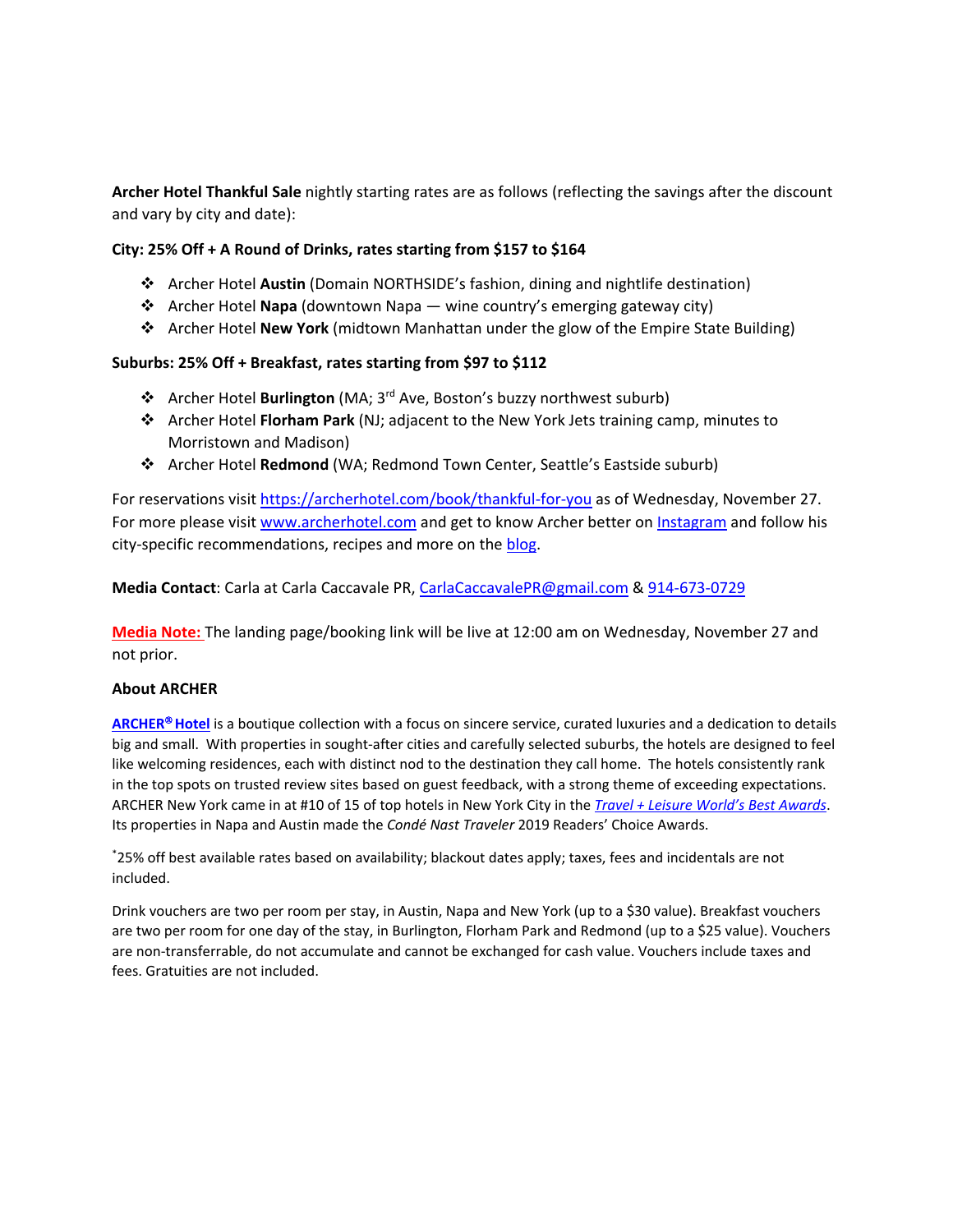**Archer Hotel Thankful Sale** nightly starting rates are as follows (reflecting the savings after the discount and vary by city and date):

**City: 25% Off + A Round of Drinks, rates starting from $157 to $164**

- Archer Hotel **Austin** (Domain NORTHSIDE's fashion, dining and nightlife destination)
- Archer Hotel **Napa** (downtown Napa — wine country's emerging gateway city)
- Archer Hotel **New York** (midtown Manhattan under the glow of the Empire State Building)

**Suburbs: 25% Off + Breakfast, rates starting from $97 to $112**

- Archer Hotel **Burlington** (MA; 3rd Ave, Boston's buzzy northwest suburb)
- Archer Hotel **Florham Park** (NJ; adjacent to the New York Jets training camp, minutes to Morristown and Madison)
- Archer Hotel **Redmond** (WA; Redmond Town Center, Seattle's Eastside suburb)

For reservations visit https://archerhotel.com/book/thankful-for-you as of Wednesday, November 27. For more please visit www.archerhotel.com and get to know Archer better on Instagram and follow his city-specific recommendations, recipes and more on the blog.

**Media Contact**: Carla at Carla Caccavale PR, CarlaCaccavalePR@gmail.com & 914-673-0729

**Media Note:** The landing page/booking link will be live at 12:00 am on Wednesday, November 27 and not prior.

**About ARCHER**

**ARCHER® Hotel** is a boutique collection with a focus on sincere service, curated luxuries and a dedication to details big and small. With properties in sought-after cities and carefully selected suburbs, the hotels are designed to feel like welcoming residences, each with distinct nod to the destination they call home. The hotels consistently rank in the top spots on trusted review sites based on guest feedback, with a strong theme of exceeding expectations. ARCHER New York came in at #10 of 15 of top hotels in New York City in the *Travel + Leisure World's Best Awards*. Its properties in Napa and Austin made the *Condé Nast Traveler* 2019 Readers' Choice Awards.

*25% off best available rates based on availability; blackout dates apply; taxes, fees and incidentals are not included.

Drink vouchers are two per room per stay, in Austin, Napa and New York (up to a $30 value). Breakfast vouchers are two per room for one day of the stay, in Burlington, Florham Park and Redmond (up to a $25 value). Vouchers are non-transferrable, do not accumulate and cannot be exchanged for cash value. Vouchers include taxes and fees. Gratuities are not included.